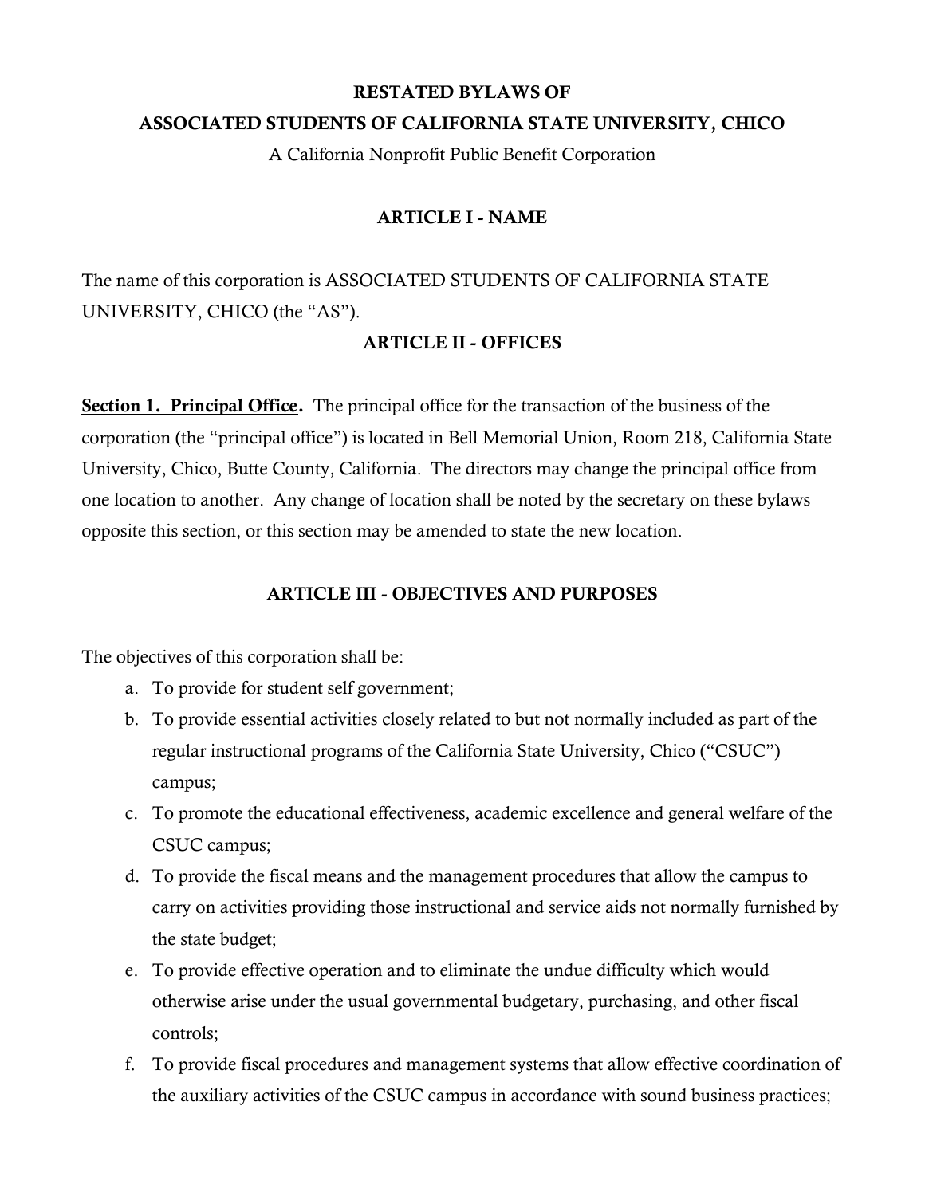# RESTATED BYLAWS OF
# ASSOCIATED STUDENTS OF CALIFORNIA STATE UNIVERSITY, CHICO

A California Nonprofit Public Benefit Corporation

## ARTICLE I - NAME

The name of this corporation is ASSOCIATED STUDENTS OF CALIFORNIA STATE UNIVERSITY, CHICO (the "AS").

## ARTICLE II - OFFICES

**Section 1. Principal Office.** The principal office for the transaction of the business of the corporation (the "principal office") is located in Bell Memorial Union, Room 218, California State University, Chico, Butte County, California. The directors may change the principal office from one location to another. Any change of location shall be noted by the secretary on these bylaws opposite this section, or this section may be amended to state the new location.

## ARTICLE III - OBJECTIVES AND PURPOSES

The objectives of this corporation shall be:

a. To provide for student self government;
b. To provide essential activities closely related to but not normally included as part of the regular instructional programs of the California State University, Chico ("CSUC") campus;
c. To promote the educational effectiveness, academic excellence and general welfare of the CSUC campus;
d. To provide the fiscal means and the management procedures that allow the campus to carry on activities providing those instructional and service aids not normally furnished by the state budget;
e. To provide effective operation and to eliminate the undue difficulty which would otherwise arise under the usual governmental budgetary, purchasing, and other fiscal controls;
f. To provide fiscal procedures and management systems that allow effective coordination of the auxiliary activities of the CSUC campus in accordance with sound business practices;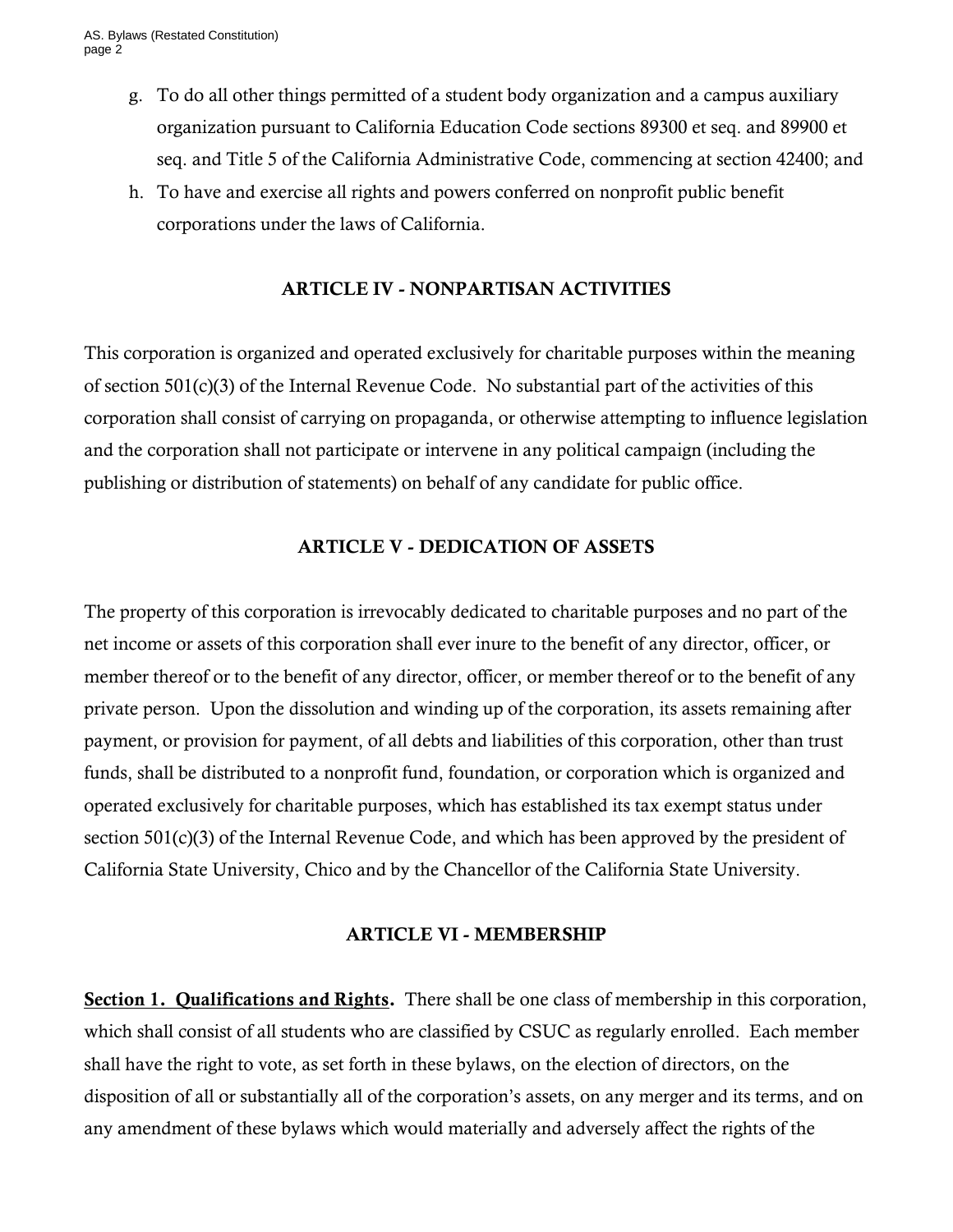g. To do all other things permitted of a student body organization and a campus auxiliary organization pursuant to California Education Code sections 89300 et seq. and 89900 et seq. and Title 5 of the California Administrative Code, commencing at section 42400; and
h. To have and exercise all rights and powers conferred on nonprofit public benefit corporations under the laws of California.

## ARTICLE IV - NONPARTISAN ACTIVITIES

This corporation is organized and operated exclusively for charitable purposes within the meaning of section 501(c)(3) of the Internal Revenue Code. No substantial part of the activities of this corporation shall consist of carrying on propaganda, or otherwise attempting to influence legislation and the corporation shall not participate or intervene in any political campaign (including the publishing or distribution of statements) on behalf of any candidate for public office.

## ARTICLE V - DEDICATION OF ASSETS

The property of this corporation is irrevocably dedicated to charitable purposes and no part of the net income or assets of this corporation shall ever inure to the benefit of any director, officer, or member thereof or to the benefit of any director, officer, or member thereof or to the benefit of any private person. Upon the dissolution and winding up of the corporation, its assets remaining after payment, or provision for payment, of all debts and liabilities of this corporation, other than trust funds, shall be distributed to a nonprofit fund, foundation, or corporation which is organized and operated exclusively for charitable purposes, which has established its tax exempt status under section 501(c)(3) of the Internal Revenue Code, and which has been approved by the president of California State University, Chico and by the Chancellor of the California State University.

## ARTICLE VI - MEMBERSHIP

**Section 1. Qualifications and Rights.** There shall be one class of membership in this corporation, which shall consist of all students who are classified by CSUC as regularly enrolled. Each member shall have the right to vote, as set forth in these bylaws, on the election of directors, on the disposition of all or substantially all of the corporation's assets, on any merger and its terms, and on any amendment of these bylaws which would materially and adversely affect the rights of the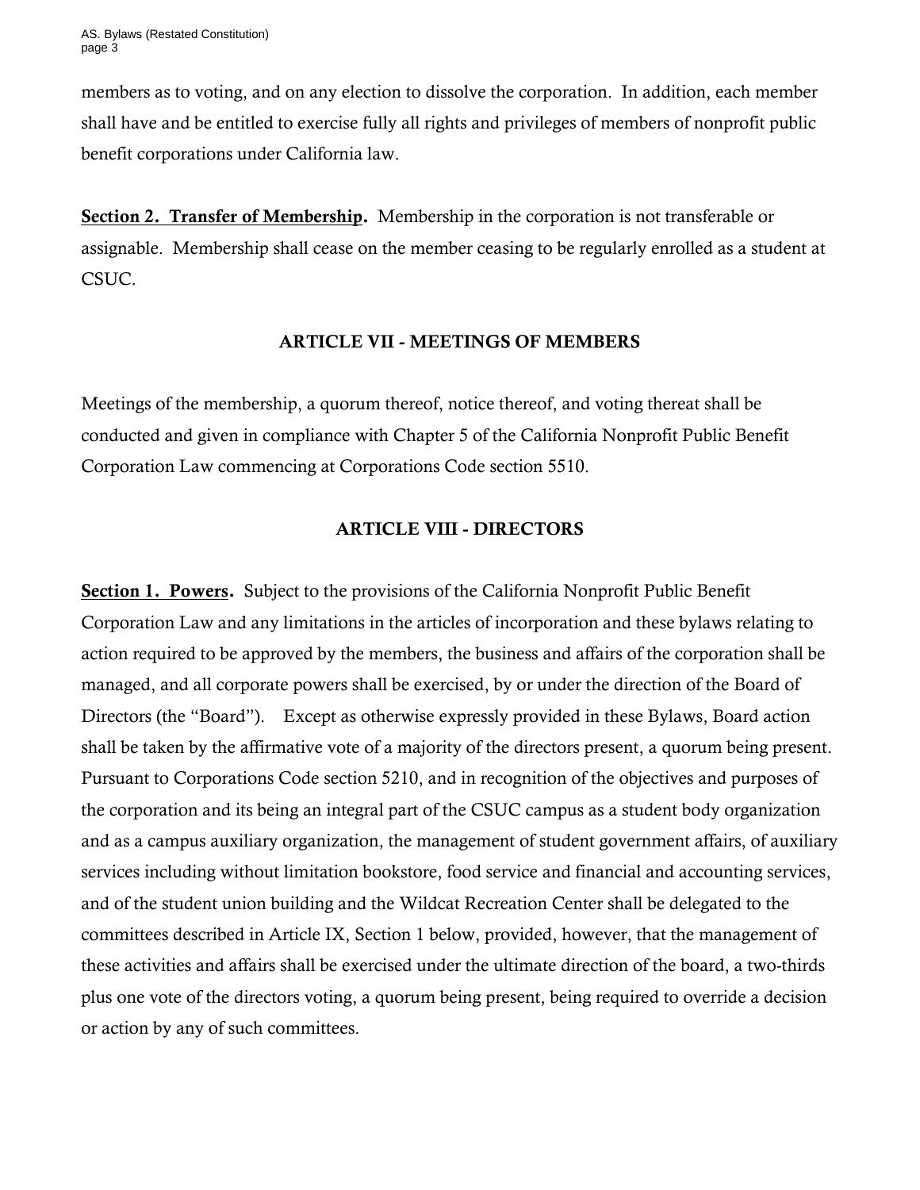members as to voting, and on any election to dissolve the corporation. In addition, each member shall have and be entitled to exercise fully all rights and privileges of members of nonprofit public benefit corporations under California law.

**Section 2. Transfer of Membership.** Membership in the corporation is not transferable or assignable. Membership shall cease on the member ceasing to be regularly enrolled as a student at CSUC.

## ARTICLE VII - MEETINGS OF MEMBERS

Meetings of the membership, a quorum thereof, notice thereof, and voting thereat shall be conducted and given in compliance with Chapter 5 of the California Nonprofit Public Benefit Corporation Law commencing at Corporations Code section 5510.

## ARTICLE VIII - DIRECTORS

**Section 1. Powers.** Subject to the provisions of the California Nonprofit Public Benefit Corporation Law and any limitations in the articles of incorporation and these bylaws relating to action required to be approved by the members, the business and affairs of the corporation shall be managed, and all corporate powers shall be exercised, by or under the direction of the Board of Directors (the "Board"). Except as otherwise expressly provided in these Bylaws, Board action shall be taken by the affirmative vote of a majority of the directors present, a quorum being present. Pursuant to Corporations Code section 5210, and in recognition of the objectives and purposes of the corporation and its being an integral part of the CSUC campus as a student body organization and as a campus auxiliary organization, the management of student government affairs, of auxiliary services including without limitation bookstore, food service and financial and accounting services, and of the student union building and the Wildcat Recreation Center shall be delegated to the committees described in Article IX, Section 1 below, provided, however, that the management of these activities and affairs shall be exercised under the ultimate direction of the board, a two-thirds plus one vote of the directors voting, a quorum being present, being required to override a decision or action by any of such committees.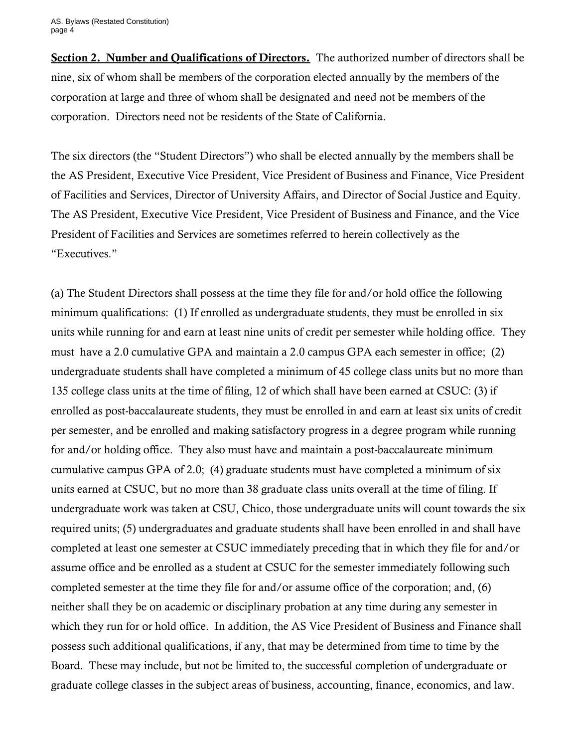**Section 2. Number and Qualifications of Directors.** The authorized number of directors shall be nine, six of whom shall be members of the corporation elected annually by the members of the corporation at large and three of whom shall be designated and need not be members of the corporation. Directors need not be residents of the State of California.

The six directors (the "Student Directors") who shall be elected annually by the members shall be the AS President, Executive Vice President, Vice President of Business and Finance, Vice President of Facilities and Services, Director of University Affairs, and Director of Social Justice and Equity. The AS President, Executive Vice President, Vice President of Business and Finance, and the Vice President of Facilities and Services are sometimes referred to herein collectively as the "Executives."

(a) The Student Directors shall possess at the time they file for and/or hold office the following minimum qualifications: (1) If enrolled as undergraduate students, they must be enrolled in six units while running for and earn at least nine units of credit per semester while holding office. They must have a 2.0 cumulative GPA and maintain a 2.0 campus GPA each semester in office; (2) undergraduate students shall have completed a minimum of 45 college class units but no more than 135 college class units at the time of filing, 12 of which shall have been earned at CSUC: (3) if enrolled as post-baccalaureate students, they must be enrolled in and earn at least six units of credit per semester, and be enrolled and making satisfactory progress in a degree program while running for and/or holding office. They also must have and maintain a post-baccalaureate minimum cumulative campus GPA of 2.0; (4) graduate students must have completed a minimum of six units earned at CSUC, but no more than 38 graduate class units overall at the time of filing. If undergraduate work was taken at CSU, Chico, those undergraduate units will count towards the six required units; (5) undergraduates and graduate students shall have been enrolled in and shall have completed at least one semester at CSUC immediately preceding that in which they file for and/or assume office and be enrolled as a student at CSUC for the semester immediately following such completed semester at the time they file for and/or assume office of the corporation; and, (6) neither shall they be on academic or disciplinary probation at any time during any semester in which they run for or hold office. In addition, the AS Vice President of Business and Finance shall possess such additional qualifications, if any, that may be determined from time to time by the Board. These may include, but not be limited to, the successful completion of undergraduate or graduate college classes in the subject areas of business, accounting, finance, economics, and law.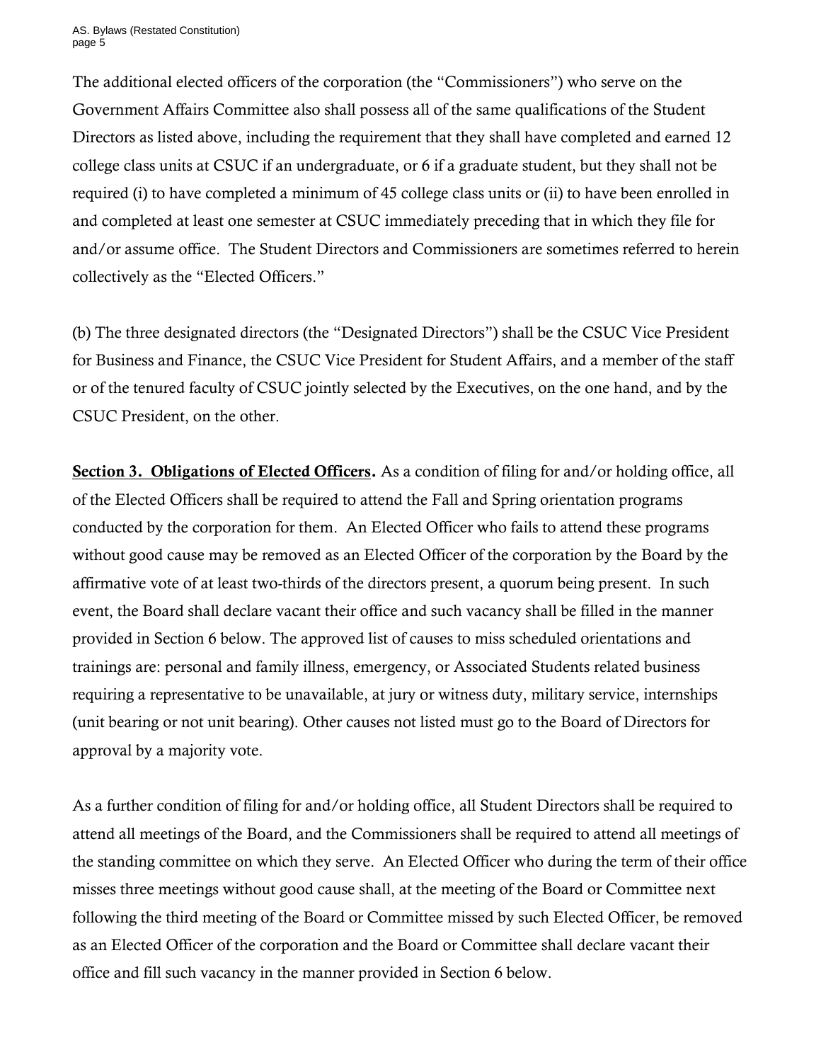The additional elected officers of the corporation (the "Commissioners") who serve on the Government Affairs Committee also shall possess all of the same qualifications of the Student Directors as listed above, including the requirement that they shall have completed and earned 12 college class units at CSUC if an undergraduate, or 6 if a graduate student, but they shall not be required (i) to have completed a minimum of 45 college class units or (ii) to have been enrolled in and completed at least one semester at CSUC immediately preceding that in which they file for and/or assume office. The Student Directors and Commissioners are sometimes referred to herein collectively as the "Elected Officers."

(b) The three designated directors (the "Designated Directors") shall be the CSUC Vice President for Business and Finance, the CSUC Vice President for Student Affairs, and a member of the staff or of the tenured faculty of CSUC jointly selected by the Executives, on the one hand, and by the CSUC President, on the other.

**Section 3. Obligations of Elected Officers.** As a condition of filing for and/or holding office, all of the Elected Officers shall be required to attend the Fall and Spring orientation programs conducted by the corporation for them. An Elected Officer who fails to attend these programs without good cause may be removed as an Elected Officer of the corporation by the Board by the affirmative vote of at least two-thirds of the directors present, a quorum being present. In such event, the Board shall declare vacant their office and such vacancy shall be filled in the manner provided in Section 6 below. The approved list of causes to miss scheduled orientations and trainings are: personal and family illness, emergency, or Associated Students related business requiring a representative to be unavailable, at jury or witness duty, military service, internships (unit bearing or not unit bearing). Other causes not listed must go to the Board of Directors for approval by a majority vote.

As a further condition of filing for and/or holding office, all Student Directors shall be required to attend all meetings of the Board, and the Commissioners shall be required to attend all meetings of the standing committee on which they serve. An Elected Officer who during the term of their office misses three meetings without good cause shall, at the meeting of the Board or Committee next following the third meeting of the Board or Committee missed by such Elected Officer, be removed as an Elected Officer of the corporation and the Board or Committee shall declare vacant their office and fill such vacancy in the manner provided in Section 6 below.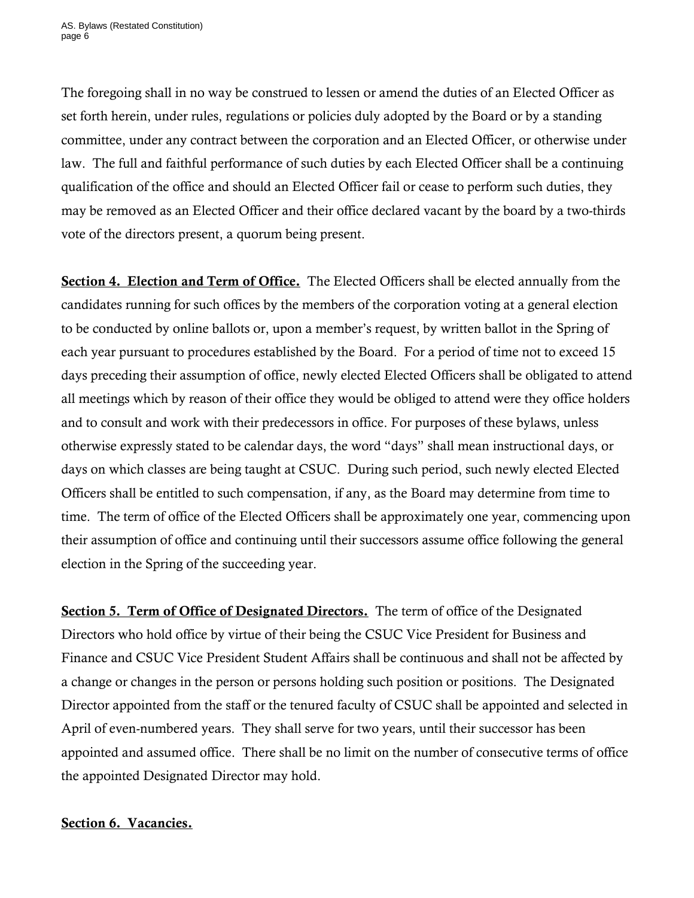The foregoing shall in no way be construed to lessen or amend the duties of an Elected Officer as set forth herein, under rules, regulations or policies duly adopted by the Board or by a standing committee, under any contract between the corporation and an Elected Officer, or otherwise under law. The full and faithful performance of such duties by each Elected Officer shall be a continuing qualification of the office and should an Elected Officer fail or cease to perform such duties, they may be removed as an Elected Officer and their office declared vacant by the board by a two-thirds vote of the directors present, a quorum being present.

**Section 4. Election and Term of Office.** The Elected Officers shall be elected annually from the candidates running for such offices by the members of the corporation voting at a general election to be conducted by online ballots or, upon a member's request, by written ballot in the Spring of each year pursuant to procedures established by the Board. For a period of time not to exceed 15 days preceding their assumption of office, newly elected Elected Officers shall be obligated to attend all meetings which by reason of their office they would be obliged to attend were they office holders and to consult and work with their predecessors in office. For purposes of these bylaws, unless otherwise expressly stated to be calendar days, the word "days" shall mean instructional days, or days on which classes are being taught at CSUC. During such period, such newly elected Elected Officers shall be entitled to such compensation, if any, as the Board may determine from time to time. The term of office of the Elected Officers shall be approximately one year, commencing upon their assumption of office and continuing until their successors assume office following the general election in the Spring of the succeeding year.

**Section 5. Term of Office of Designated Directors.** The term of office of the Designated Directors who hold office by virtue of their being the CSUC Vice President for Business and Finance and CSUC Vice President Student Affairs shall be continuous and shall not be affected by a change or changes in the person or persons holding such position or positions. The Designated Director appointed from the staff or the tenured faculty of CSUC shall be appointed and selected in April of even-numbered years. They shall serve for two years, until their successor has been appointed and assumed office. There shall be no limit on the number of consecutive terms of office the appointed Designated Director may hold.

**Section 6. Vacancies.**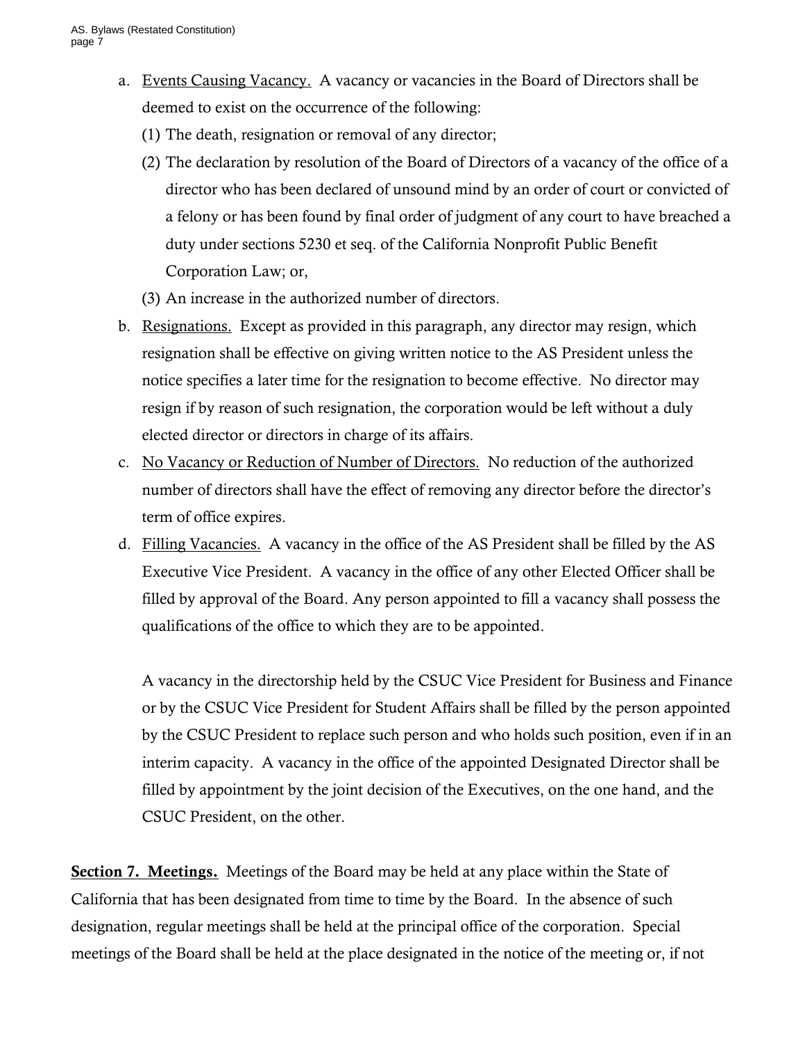a. Events Causing Vacancy. A vacancy or vacancies in the Board of Directors shall be deemed to exist on the occurrence of the following:
   (1) The death, resignation or removal of any director;
   (2) The declaration by resolution of the Board of Directors of a vacancy of the office of a director who has been declared of unsound mind by an order of court or convicted of a felony or has been found by final order of judgment of any court to have breached a duty under sections 5230 et seq. of the California Nonprofit Public Benefit Corporation Law; or,
   (3) An increase in the authorized number of directors.

b. Resignations. Except as provided in this paragraph, any director may resign, which resignation shall be effective on giving written notice to the AS President unless the notice specifies a later time for the resignation to become effective. No director may resign if by reason of such resignation, the corporation would be left without a duly elected director or directors in charge of its affairs.

c. No Vacancy or Reduction of Number of Directors. No reduction of the authorized number of directors shall have the effect of removing any director before the director's term of office expires.

d. Filling Vacancies. A vacancy in the office of the AS President shall be filled by the AS Executive Vice President. A vacancy in the office of any other Elected Officer shall be filled by approval of the Board. Any person appointed to fill a vacancy shall possess the qualifications of the office to which they are to be appointed.

   A vacancy in the directorship held by the CSUC Vice President for Business and Finance or by the CSUC Vice President for Student Affairs shall be filled by the person appointed by the CSUC President to replace such person and who holds such position, even if in an interim capacity. A vacancy in the office of the appointed Designated Director shall be filled by appointment by the joint decision of the Executives, on the one hand, and the CSUC President, on the other.

**Section 7. Meetings.** Meetings of the Board may be held at any place within the State of California that has been designated from time to time by the Board. In the absence of such designation, regular meetings shall be held at the principal office of the corporation. Special meetings of the Board shall be held at the place designated in the notice of the meeting or, if not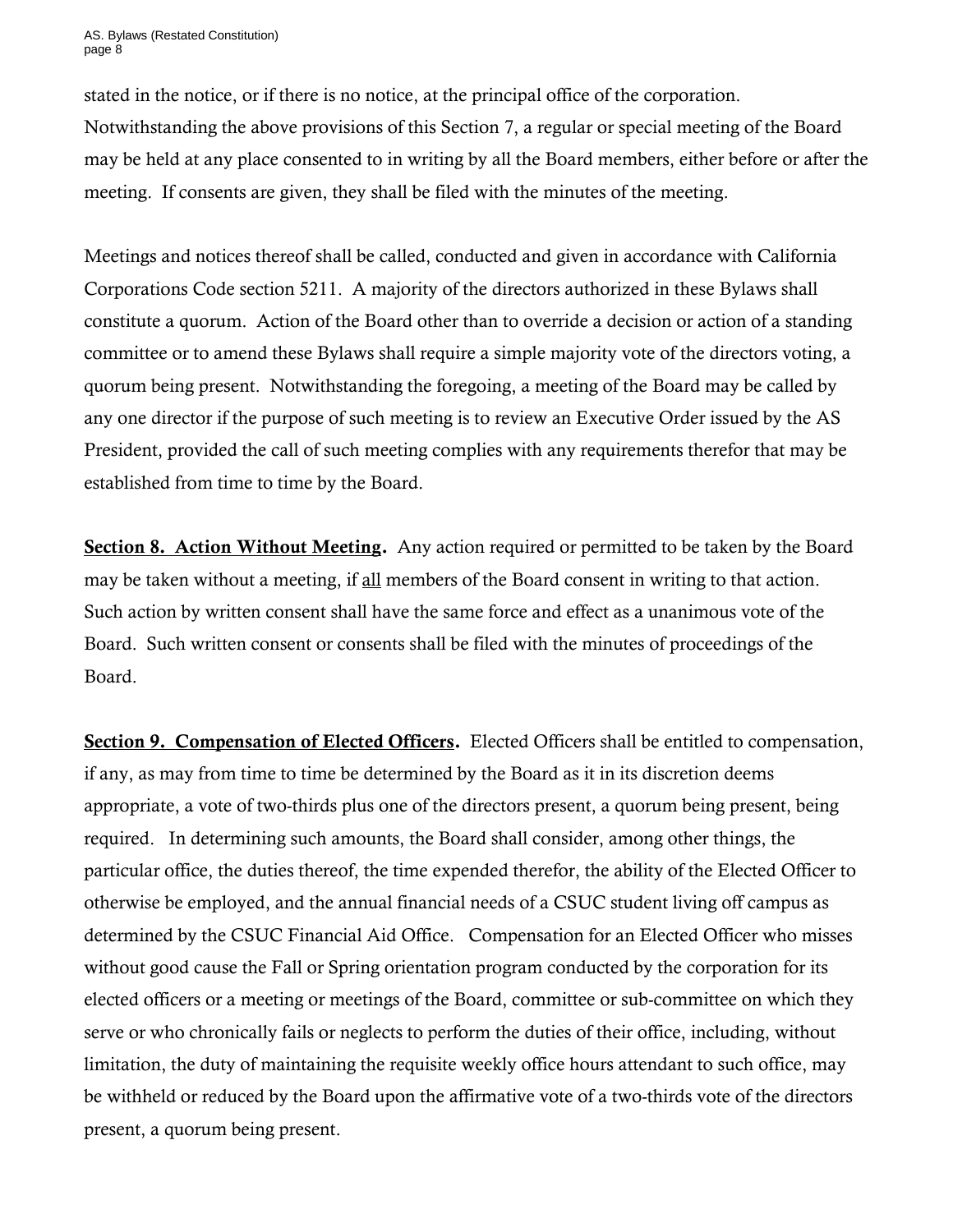stated in the notice, or if there is no notice, at the principal office of the corporation. Notwithstanding the above provisions of this Section 7, a regular or special meeting of the Board may be held at any place consented to in writing by all the Board members, either before or after the meeting. If consents are given, they shall be filed with the minutes of the meeting.

Meetings and notices thereof shall be called, conducted and given in accordance with California Corporations Code section 5211. A majority of the directors authorized in these Bylaws shall constitute a quorum. Action of the Board other than to override a decision or action of a standing committee or to amend these Bylaws shall require a simple majority vote of the directors voting, a quorum being present. Notwithstanding the foregoing, a meeting of the Board may be called by any one director if the purpose of such meeting is to review an Executive Order issued by the AS President, provided the call of such meeting complies with any requirements therefor that may be established from time to time by the Board.

**Section 8. Action Without Meeting.** Any action required or permitted to be taken by the Board may be taken without a meeting, if all members of the Board consent in writing to that action. Such action by written consent shall have the same force and effect as a unanimous vote of the Board. Such written consent or consents shall be filed with the minutes of proceedings of the Board.

**Section 9. Compensation of Elected Officers.** Elected Officers shall be entitled to compensation, if any, as may from time to time be determined by the Board as it in its discretion deems appropriate, a vote of two-thirds plus one of the directors present, a quorum being present, being required. In determining such amounts, the Board shall consider, among other things, the particular office, the duties thereof, the time expended therefor, the ability of the Elected Officer to otherwise be employed, and the annual financial needs of a CSUC student living off campus as determined by the CSUC Financial Aid Office. Compensation for an Elected Officer who misses without good cause the Fall or Spring orientation program conducted by the corporation for its elected officers or a meeting or meetings of the Board, committee or sub-committee on which they serve or who chronically fails or neglects to perform the duties of their office, including, without limitation, the duty of maintaining the requisite weekly office hours attendant to such office, may be withheld or reduced by the Board upon the affirmative vote of a two-thirds vote of the directors present, a quorum being present.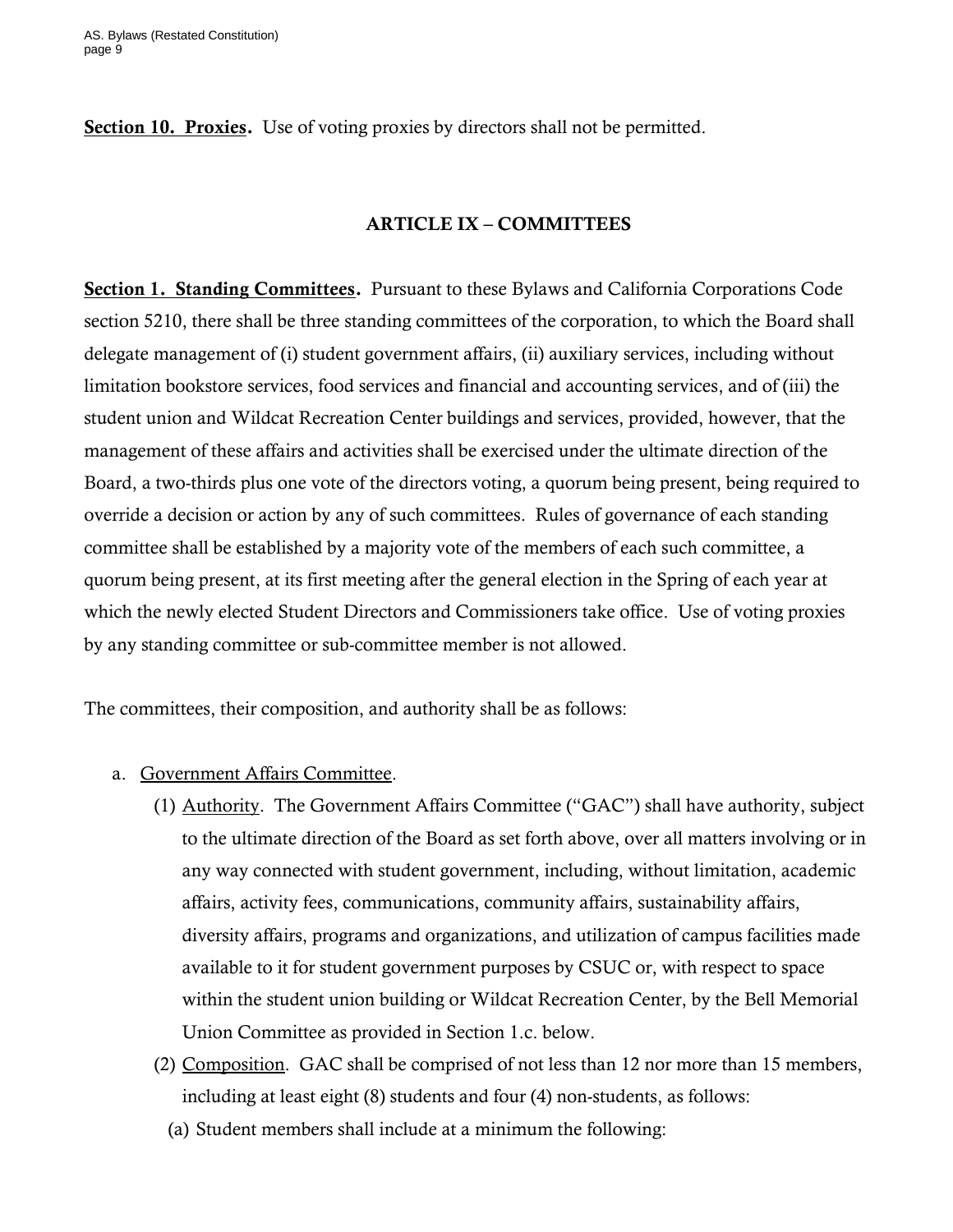**Section 10. Proxies.** Use of voting proxies by directors shall not be permitted.

## ARTICLE IX – COMMITTEES

**Section 1. Standing Committees.** Pursuant to these Bylaws and California Corporations Code section 5210, there shall be three standing committees of the corporation, to which the Board shall delegate management of (i) student government affairs, (ii) auxiliary services, including without limitation bookstore services, food services and financial and accounting services, and of (iii) the student union and Wildcat Recreation Center buildings and services, provided, however, that the management of these affairs and activities shall be exercised under the ultimate direction of the Board, a two-thirds plus one vote of the directors voting, a quorum being present, being required to override a decision or action by any of such committees. Rules of governance of each standing committee shall be established by a majority vote of the members of each such committee, a quorum being present, at its first meeting after the general election in the Spring of each year at which the newly elected Student Directors and Commissioners take office. Use of voting proxies by any standing committee or sub-committee member is not allowed.

The committees, their composition, and authority shall be as follows:

a. Government Affairs Committee.

   (1) Authority. The Government Affairs Committee ("GAC") shall have authority, subject to the ultimate direction of the Board as set forth above, over all matters involving or in any way connected with student government, including, without limitation, academic affairs, activity fees, communications, community affairs, sustainability affairs, diversity affairs, programs and organizations, and utilization of campus facilities made available to it for student government purposes by CSUC or, with respect to space within the student union building or Wildcat Recreation Center, by the Bell Memorial Union Committee as provided in Section 1.c. below.

   (2) Composition. GAC shall be comprised of not less than 12 nor more than 15 members, including at least eight (8) students and four (4) non-students, as follows:

      (a) Student members shall include at a minimum the following: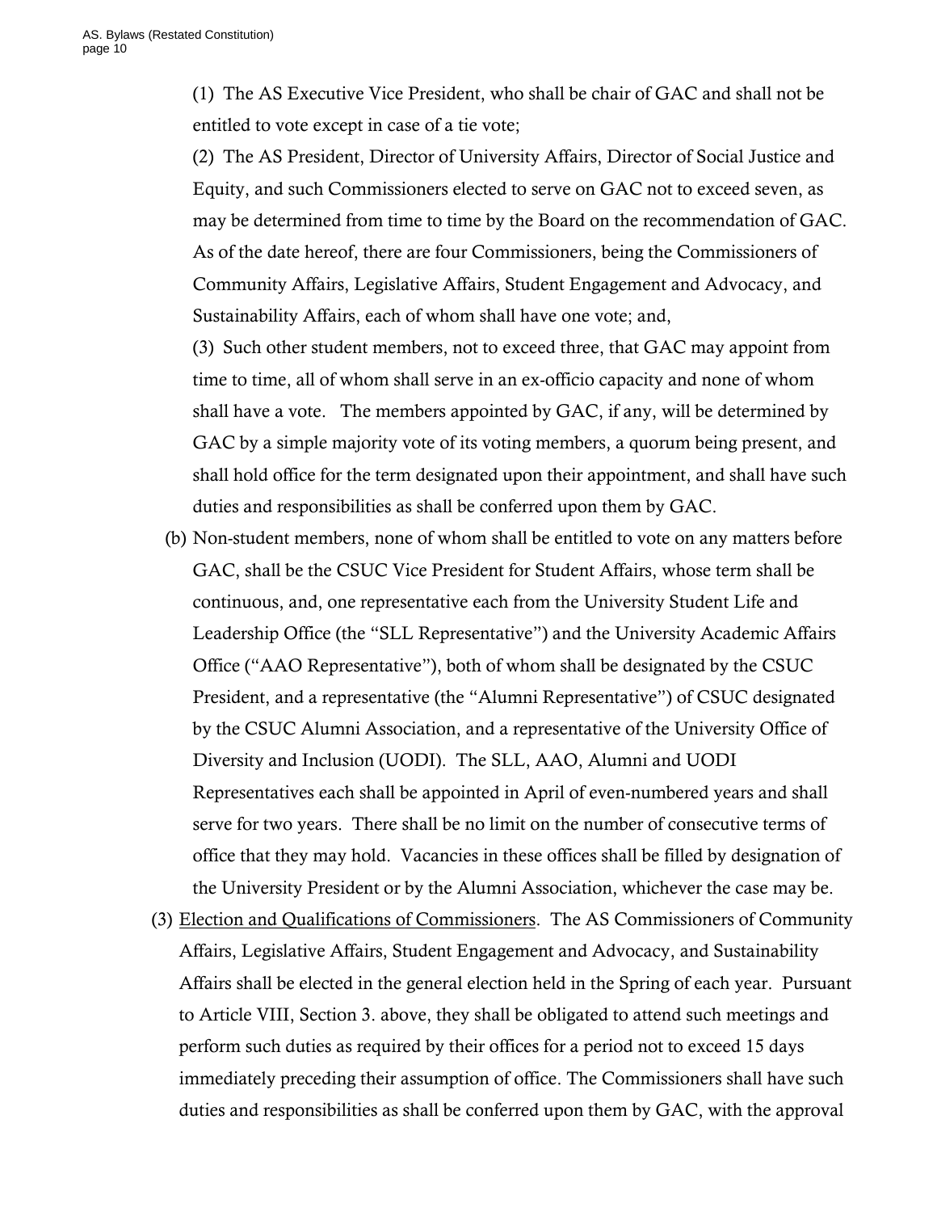(1) The AS Executive Vice President, who shall be chair of GAC and shall not be entitled to vote except in case of a tie vote;

(2) The AS President, Director of University Affairs, Director of Social Justice and Equity, and such Commissioners elected to serve on GAC not to exceed seven, as may be determined from time to time by the Board on the recommendation of GAC. As of the date hereof, there are four Commissioners, being the Commissioners of Community Affairs, Legislative Affairs, Student Engagement and Advocacy, and Sustainability Affairs, each of whom shall have one vote; and,

(3) Such other student members, not to exceed three, that GAC may appoint from time to time, all of whom shall serve in an ex-officio capacity and none of whom shall have a vote. The members appointed by GAC, if any, will be determined by GAC by a simple majority vote of its voting members, a quorum being present, and shall hold office for the term designated upon their appointment, and shall have such duties and responsibilities as shall be conferred upon them by GAC.

(b) Non-student members, none of whom shall be entitled to vote on any matters before GAC, shall be the CSUC Vice President for Student Affairs, whose term shall be continuous, and, one representative each from the University Student Life and Leadership Office (the "SLL Representative") and the University Academic Affairs Office ("AAO Representative"), both of whom shall be designated by the CSUC President, and a representative (the "Alumni Representative") of CSUC designated by the CSUC Alumni Association, and a representative of the University Office of Diversity and Inclusion (UODI). The SLL, AAO, Alumni and UODI Representatives each shall be appointed in April of even-numbered years and shall serve for two years. There shall be no limit on the number of consecutive terms of office that they may hold. Vacancies in these offices shall be filled by designation of the University President or by the Alumni Association, whichever the case may be.

(3) Election and Qualifications of Commissioners. The AS Commissioners of Community Affairs, Legislative Affairs, Student Engagement and Advocacy, and Sustainability Affairs shall be elected in the general election held in the Spring of each year. Pursuant to Article VIII, Section 3. above, they shall be obligated to attend such meetings and perform such duties as required by their offices for a period not to exceed 15 days immediately preceding their assumption of office. The Commissioners shall have such duties and responsibilities as shall be conferred upon them by GAC, with the approval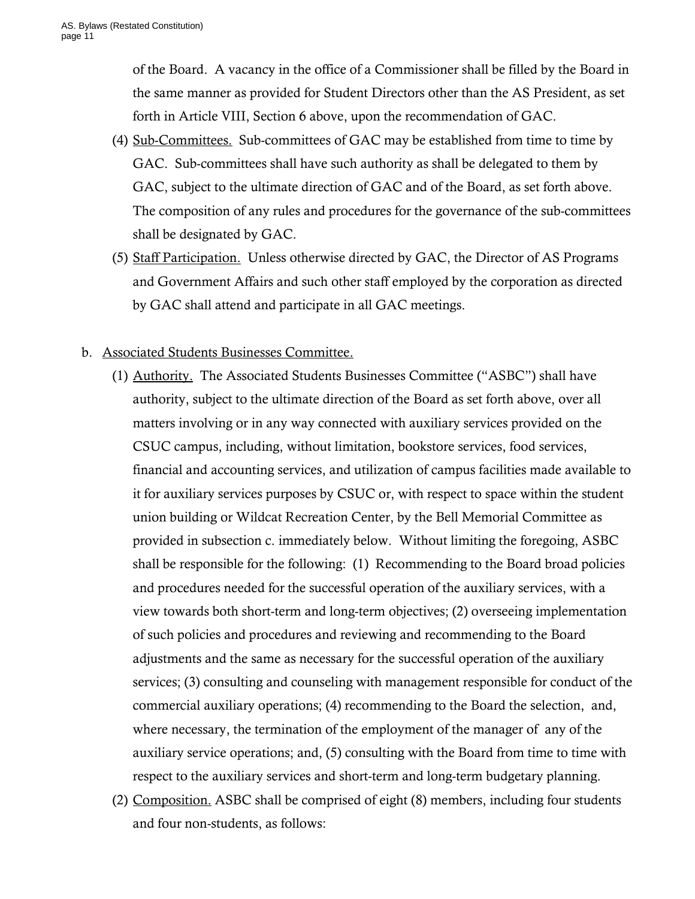of the Board. A vacancy in the office of a Commissioner shall be filled by the Board in the same manner as provided for Student Directors other than the AS President, as set forth in Article VIII, Section 6 above, upon the recommendation of GAC.

(4) Sub-Committees. Sub-committees of GAC may be established from time to time by GAC. Sub-committees shall have such authority as shall be delegated to them by GAC, subject to the ultimate direction of GAC and of the Board, as set forth above. The composition of any rules and procedures for the governance of the sub-committees shall be designated by GAC.

(5) Staff Participation. Unless otherwise directed by GAC, the Director of AS Programs and Government Affairs and such other staff employed by the corporation as directed by GAC shall attend and participate in all GAC meetings.

b. Associated Students Businesses Committee.

(1) Authority. The Associated Students Businesses Committee ("ASBC") shall have authority, subject to the ultimate direction of the Board as set forth above, over all matters involving or in any way connected with auxiliary services provided on the CSUC campus, including, without limitation, bookstore services, food services, financial and accounting services, and utilization of campus facilities made available to it for auxiliary services purposes by CSUC or, with respect to space within the student union building or Wildcat Recreation Center, by the Bell Memorial Committee as provided in subsection c. immediately below. Without limiting the foregoing, ASBC shall be responsible for the following: (1) Recommending to the Board broad policies and procedures needed for the successful operation of the auxiliary services, with a view towards both short-term and long-term objectives; (2) overseeing implementation of such policies and procedures and reviewing and recommending to the Board adjustments and the same as necessary for the successful operation of the auxiliary services; (3) consulting and counseling with management responsible for conduct of the commercial auxiliary operations; (4) recommending to the Board the selection, and, where necessary, the termination of the employment of the manager of any of the auxiliary service operations; and, (5) consulting with the Board from time to time with respect to the auxiliary services and short-term and long-term budgetary planning.

(2) Composition. ASBC shall be comprised of eight (8) members, including four students and four non-students, as follows: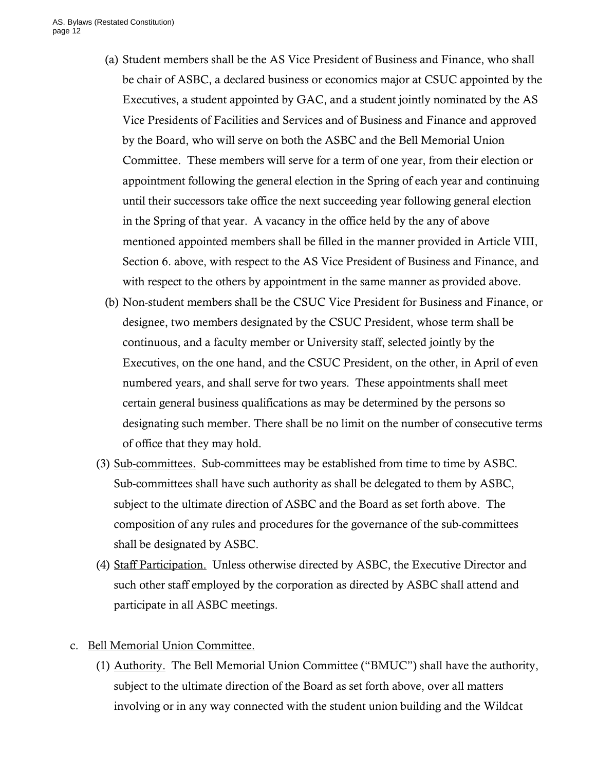(a) Student members shall be the AS Vice President of Business and Finance, who shall be chair of ASBC, a declared business or economics major at CSUC appointed by the Executives, a student appointed by GAC, and a student jointly nominated by the AS Vice Presidents of Facilities and Services and of Business and Finance and approved by the Board, who will serve on both the ASBC and the Bell Memorial Union Committee. These members will serve for a term of one year, from their election or appointment following the general election in the Spring of each year and continuing until their successors take office the next succeeding year following general election in the Spring of that year. A vacancy in the office held by the any of above mentioned appointed members shall be filled in the manner provided in Article VIII, Section 6. above, with respect to the AS Vice President of Business and Finance, and with respect to the others by appointment in the same manner as provided above.

(b) Non-student members shall be the CSUC Vice President for Business and Finance, or designee, two members designated by the CSUC President, whose term shall be continuous, and a faculty member or University staff, selected jointly by the Executives, on the one hand, and the CSUC President, on the other, in April of even numbered years, and shall serve for two years. These appointments shall meet certain general business qualifications as may be determined by the persons so designating such member. There shall be no limit on the number of consecutive terms of office that they may hold.

(3) <u>Sub-committees.</u> Sub-committees may be established from time to time by ASBC. Sub-committees shall have such authority as shall be delegated to them by ASBC, subject to the ultimate direction of ASBC and the Board as set forth above. The composition of any rules and procedures for the governance of the sub-committees shall be designated by ASBC.

(4) <u>Staff Participation.</u> Unless otherwise directed by ASBC, the Executive Director and such other staff employed by the corporation as directed by ASBC shall attend and participate in all ASBC meetings.

c. <u>Bell Memorial Union Committee.</u>

(1) <u>Authority.</u> The Bell Memorial Union Committee ("BMUC") shall have the authority, subject to the ultimate direction of the Board as set forth above, over all matters involving or in any way connected with the student union building and the Wildcat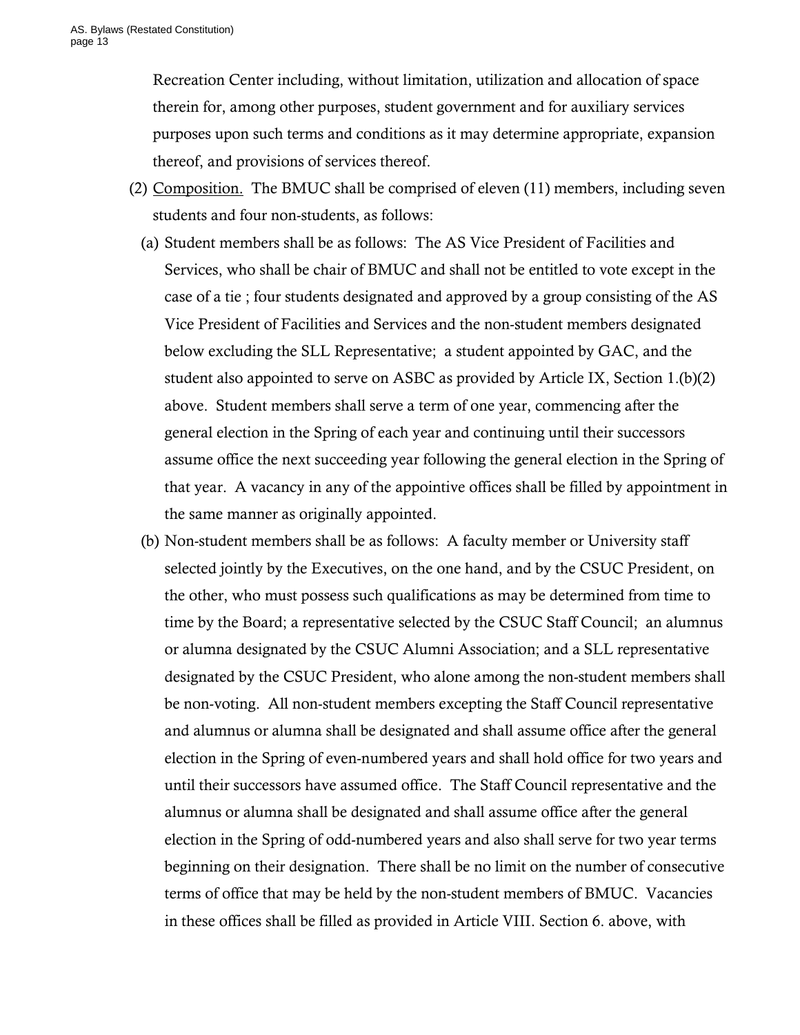Recreation Center including, without limitation, utilization and allocation of space therein for, among other purposes, student government and for auxiliary services purposes upon such terms and conditions as it may determine appropriate, expansion thereof, and provisions of services thereof.

(2) <u>Composition.</u> The BMUC shall be comprised of eleven (11) members, including seven students and four non-students, as follows:

(a) Student members shall be as follows: The AS Vice President of Facilities and Services, who shall be chair of BMUC and shall not be entitled to vote except in the case of a tie ; four students designated and approved by a group consisting of the AS Vice President of Facilities and Services and the non-student members designated below excluding the SLL Representative; a student appointed by GAC, and the student also appointed to serve on ASBC as provided by Article IX, Section 1.(b)(2) above. Student members shall serve a term of one year, commencing after the general election in the Spring of each year and continuing until their successors assume office the next succeeding year following the general election in the Spring of that year. A vacancy in any of the appointive offices shall be filled by appointment in the same manner as originally appointed.

(b) Non-student members shall be as follows: A faculty member or University staff selected jointly by the Executives, on the one hand, and by the CSUC President, on the other, who must possess such qualifications as may be determined from time to time by the Board; a representative selected by the CSUC Staff Council; an alumnus or alumna designated by the CSUC Alumni Association; and a SLL representative designated by the CSUC President, who alone among the non-student members shall be non-voting. All non-student members excepting the Staff Council representative and alumnus or alumna shall be designated and shall assume office after the general election in the Spring of even-numbered years and shall hold office for two years and until their successors have assumed office. The Staff Council representative and the alumnus or alumna shall be designated and shall assume office after the general election in the Spring of odd-numbered years and also shall serve for two year terms beginning on their designation. There shall be no limit on the number of consecutive terms of office that may be held by the non-student members of BMUC. Vacancies in these offices shall be filled as provided in Article VIII. Section 6. above, with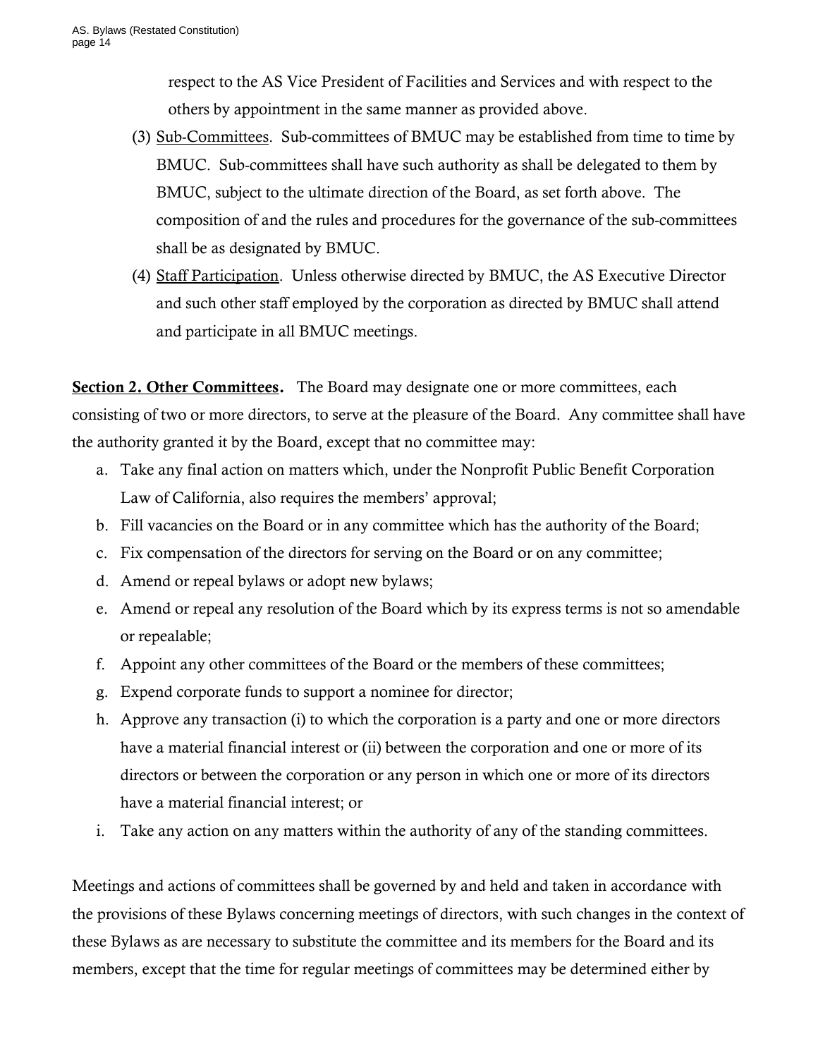respect to the AS Vice President of Facilities and Services and with respect to the others by appointment in the same manner as provided above.

(3) Sub-Committees. Sub-committees of BMUC may be established from time to time by BMUC. Sub-committees shall have such authority as shall be delegated to them by BMUC, subject to the ultimate direction of the Board, as set forth above. The composition of and the rules and procedures for the governance of the sub-committees shall be as designated by BMUC.

(4) Staff Participation. Unless otherwise directed by BMUC, the AS Executive Director and such other staff employed by the corporation as directed by BMUC shall attend and participate in all BMUC meetings.

**Section 2. Other Committees.** The Board may designate one or more committees, each consisting of two or more directors, to serve at the pleasure of the Board. Any committee shall have the authority granted it by the Board, except that no committee may:

a. Take any final action on matters which, under the Nonprofit Public Benefit Corporation Law of California, also requires the members' approval;
b. Fill vacancies on the Board or in any committee which has the authority of the Board;
c. Fix compensation of the directors for serving on the Board or on any committee;
d. Amend or repeal bylaws or adopt new bylaws;
e. Amend or repeal any resolution of the Board which by its express terms is not so amendable or repealable;
f. Appoint any other committees of the Board or the members of these committees;
g. Expend corporate funds to support a nominee for director;
h. Approve any transaction (i) to which the corporation is a party and one or more directors have a material financial interest or (ii) between the corporation and one or more of its directors or between the corporation or any person in which one or more of its directors have a material financial interest; or
i. Take any action on any matters within the authority of any of the standing committees.

Meetings and actions of committees shall be governed by and held and taken in accordance with the provisions of these Bylaws concerning meetings of directors, with such changes in the context of these Bylaws as are necessary to substitute the committee and its members for the Board and its members, except that the time for regular meetings of committees may be determined either by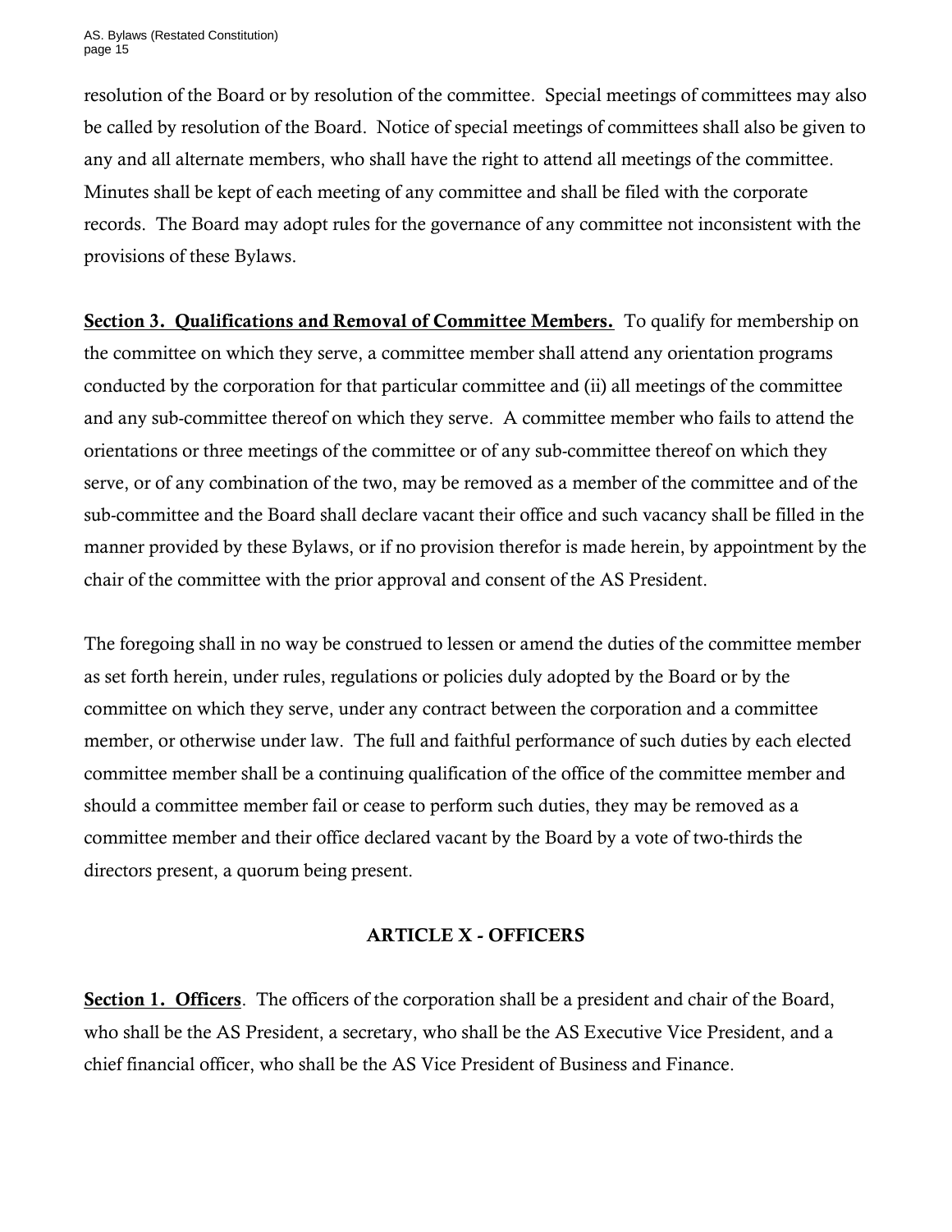resolution of the Board or by resolution of the committee. Special meetings of committees may also be called by resolution of the Board. Notice of special meetings of committees shall also be given to any and all alternate members, who shall have the right to attend all meetings of the committee. Minutes shall be kept of each meeting of any committee and shall be filed with the corporate records. The Board may adopt rules for the governance of any committee not inconsistent with the provisions of these Bylaws.

**Section 3. Qualifications and Removal of Committee Members.** To qualify for membership on the committee on which they serve, a committee member shall attend any orientation programs conducted by the corporation for that particular committee and (ii) all meetings of the committee and any sub-committee thereof on which they serve. A committee member who fails to attend the orientations or three meetings of the committee or of any sub-committee thereof on which they serve, or of any combination of the two, may be removed as a member of the committee and of the sub-committee and the Board shall declare vacant their office and such vacancy shall be filled in the manner provided by these Bylaws, or if no provision therefor is made herein, by appointment by the chair of the committee with the prior approval and consent of the AS President.

The foregoing shall in no way be construed to lessen or amend the duties of the committee member as set forth herein, under rules, regulations or policies duly adopted by the Board or by the committee on which they serve, under any contract between the corporation and a committee member, or otherwise under law. The full and faithful performance of such duties by each elected committee member shall be a continuing qualification of the office of the committee member and should a committee member fail or cease to perform such duties, they may be removed as a committee member and their office declared vacant by the Board by a vote of two-thirds the directors present, a quorum being present.

## ARTICLE X - OFFICERS

**Section 1. Officers**. The officers of the corporation shall be a president and chair of the Board, who shall be the AS President, a secretary, who shall be the AS Executive Vice President, and a chief financial officer, who shall be the AS Vice President of Business and Finance.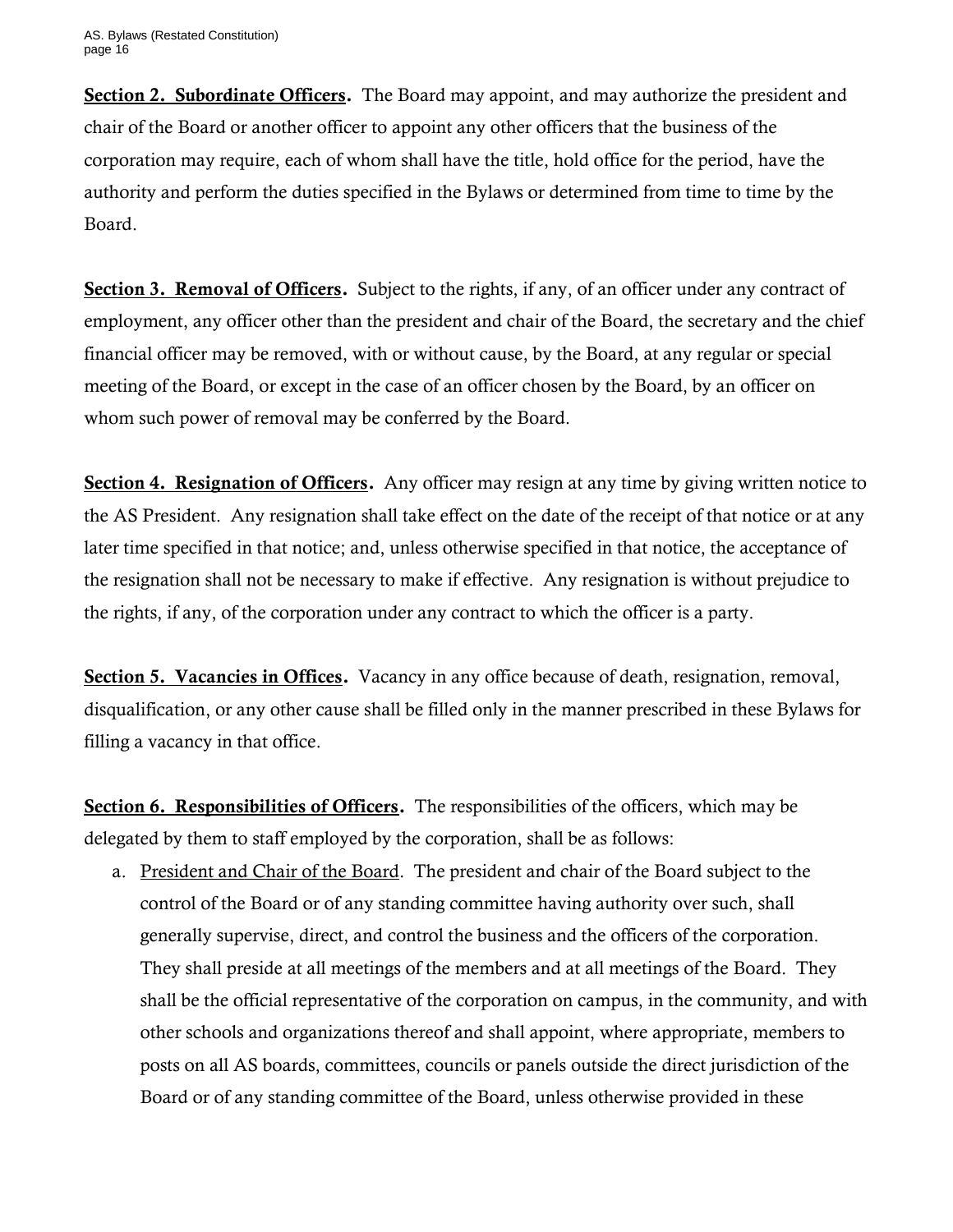**<u>Section 2. Subordinate Officers</u>.** The Board may appoint, and may authorize the president and chair of the Board or another officer to appoint any other officers that the business of the corporation may require, each of whom shall have the title, hold office for the period, have the authority and perform the duties specified in the Bylaws or determined from time to time by the Board.

**<u>Section 3. Removal of Officers</u>.** Subject to the rights, if any, of an officer under any contract of employment, any officer other than the president and chair of the Board, the secretary and the chief financial officer may be removed, with or without cause, by the Board, at any regular or special meeting of the Board, or except in the case of an officer chosen by the Board, by an officer on whom such power of removal may be conferred by the Board.

**<u>Section 4. Resignation of Officers</u>.** Any officer may resign at any time by giving written notice to the AS President. Any resignation shall take effect on the date of the receipt of that notice or at any later time specified in that notice; and, unless otherwise specified in that notice, the acceptance of the resignation shall not be necessary to make if effective. Any resignation is without prejudice to the rights, if any, of the corporation under any contract to which the officer is a party.

**<u>Section 5. Vacancies in Offices</u>.** Vacancy in any office because of death, resignation, removal, disqualification, or any other cause shall be filled only in the manner prescribed in these Bylaws for filling a vacancy in that office.

**<u>Section 6. Responsibilities of Officers</u>.** The responsibilities of the officers, which may be delegated by them to staff employed by the corporation, shall be as follows:

a. <u>President and Chair of the Board</u>. The president and chair of the Board subject to the control of the Board or of any standing committee having authority over such, shall generally supervise, direct, and control the business and the officers of the corporation. They shall preside at all meetings of the members and at all meetings of the Board. They shall be the official representative of the corporation on campus, in the community, and with other schools and organizations thereof and shall appoint, where appropriate, members to posts on all AS boards, committees, councils or panels outside the direct jurisdiction of the Board or of any standing committee of the Board, unless otherwise provided in these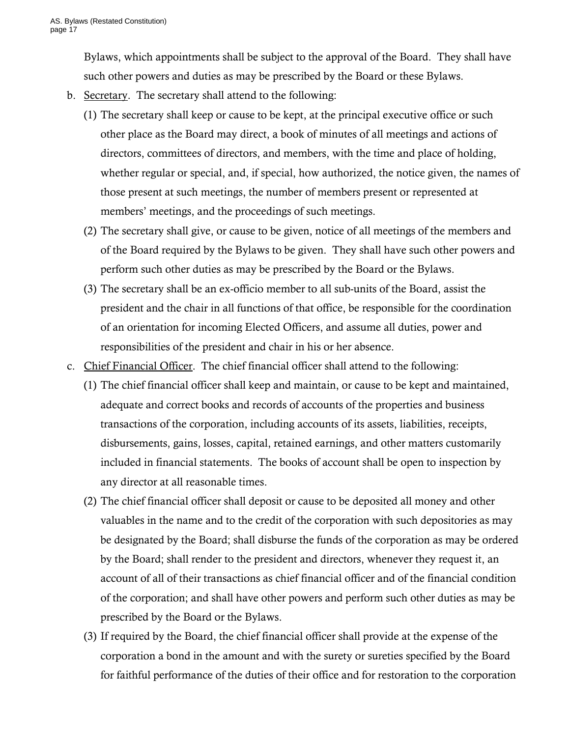Bylaws, which appointments shall be subject to the approval of the Board. They shall have such other powers and duties as may be prescribed by the Board or these Bylaws.

b. Secretary. The secretary shall attend to the following:

   (1) The secretary shall keep or cause to be kept, at the principal executive office or such other place as the Board may direct, a book of minutes of all meetings and actions of directors, committees of directors, and members, with the time and place of holding, whether regular or special, and, if special, how authorized, the notice given, the names of those present at such meetings, the number of members present or represented at members' meetings, and the proceedings of such meetings.

   (2) The secretary shall give, or cause to be given, notice of all meetings of the members and of the Board required by the Bylaws to be given. They shall have such other powers and perform such other duties as may be prescribed by the Board or the Bylaws.

   (3) The secretary shall be an ex-officio member to all sub-units of the Board, assist the president and the chair in all functions of that office, be responsible for the coordination of an orientation for incoming Elected Officers, and assume all duties, power and responsibilities of the president and chair in his or her absence.

c. Chief Financial Officer. The chief financial officer shall attend to the following:

   (1) The chief financial officer shall keep and maintain, or cause to be kept and maintained, adequate and correct books and records of accounts of the properties and business transactions of the corporation, including accounts of its assets, liabilities, receipts, disbursements, gains, losses, capital, retained earnings, and other matters customarily included in financial statements. The books of account shall be open to inspection by any director at all reasonable times.

   (2) The chief financial officer shall deposit or cause to be deposited all money and other valuables in the name and to the credit of the corporation with such depositories as may be designated by the Board; shall disburse the funds of the corporation as may be ordered by the Board; shall render to the president and directors, whenever they request it, an account of all of their transactions as chief financial officer and of the financial condition of the corporation; and shall have other powers and perform such other duties as may be prescribed by the Board or the Bylaws.

   (3) If required by the Board, the chief financial officer shall provide at the expense of the corporation a bond in the amount and with the surety or sureties specified by the Board for faithful performance of the duties of their office and for restoration to the corporation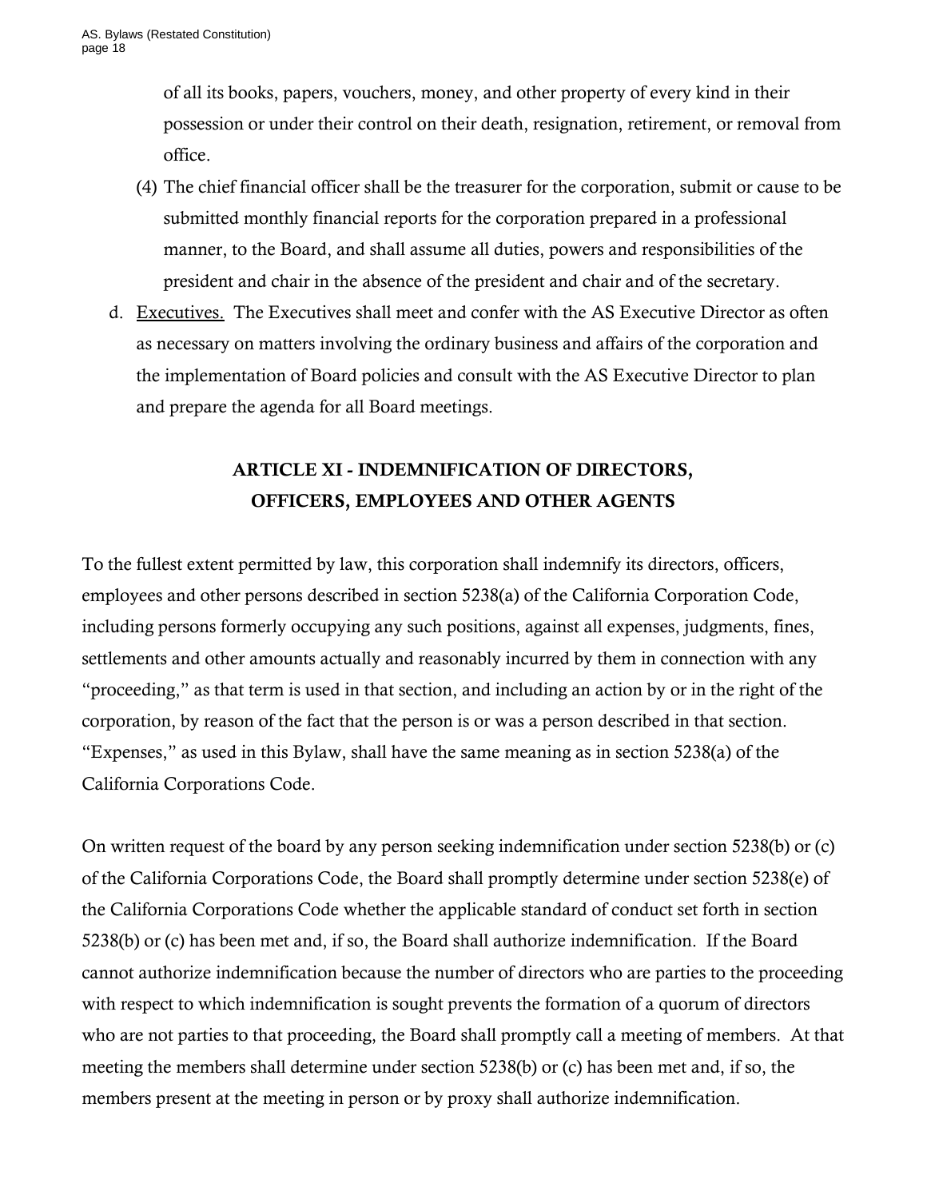of all its books, papers, vouchers, money, and other property of every kind in their possession or under their control on their death, resignation, retirement, or removal from office.

(4) The chief financial officer shall be the treasurer for the corporation, submit or cause to be submitted monthly financial reports for the corporation prepared in a professional manner, to the Board, and shall assume all duties, powers and responsibilities of the president and chair in the absence of the president and chair and of the secretary.

d. Executives. The Executives shall meet and confer with the AS Executive Director as often as necessary on matters involving the ordinary business and affairs of the corporation and the implementation of Board policies and consult with the AS Executive Director to plan and prepare the agenda for all Board meetings.

## ARTICLE XI - INDEMNIFICATION OF DIRECTORS, OFFICERS, EMPLOYEES AND OTHER AGENTS

To the fullest extent permitted by law, this corporation shall indemnify its directors, officers, employees and other persons described in section 5238(a) of the California Corporation Code, including persons formerly occupying any such positions, against all expenses, judgments, fines, settlements and other amounts actually and reasonably incurred by them in connection with any "proceeding," as that term is used in that section, and including an action by or in the right of the corporation, by reason of the fact that the person is or was a person described in that section. "Expenses," as used in this Bylaw, shall have the same meaning as in section 5238(a) of the California Corporations Code.

On written request of the board by any person seeking indemnification under section 5238(b) or (c) of the California Corporations Code, the Board shall promptly determine under section 5238(e) of the California Corporations Code whether the applicable standard of conduct set forth in section 5238(b) or (c) has been met and, if so, the Board shall authorize indemnification. If the Board cannot authorize indemnification because the number of directors who are parties to the proceeding with respect to which indemnification is sought prevents the formation of a quorum of directors who are not parties to that proceeding, the Board shall promptly call a meeting of members. At that meeting the members shall determine under section 5238(b) or (c) has been met and, if so, the members present at the meeting in person or by proxy shall authorize indemnification.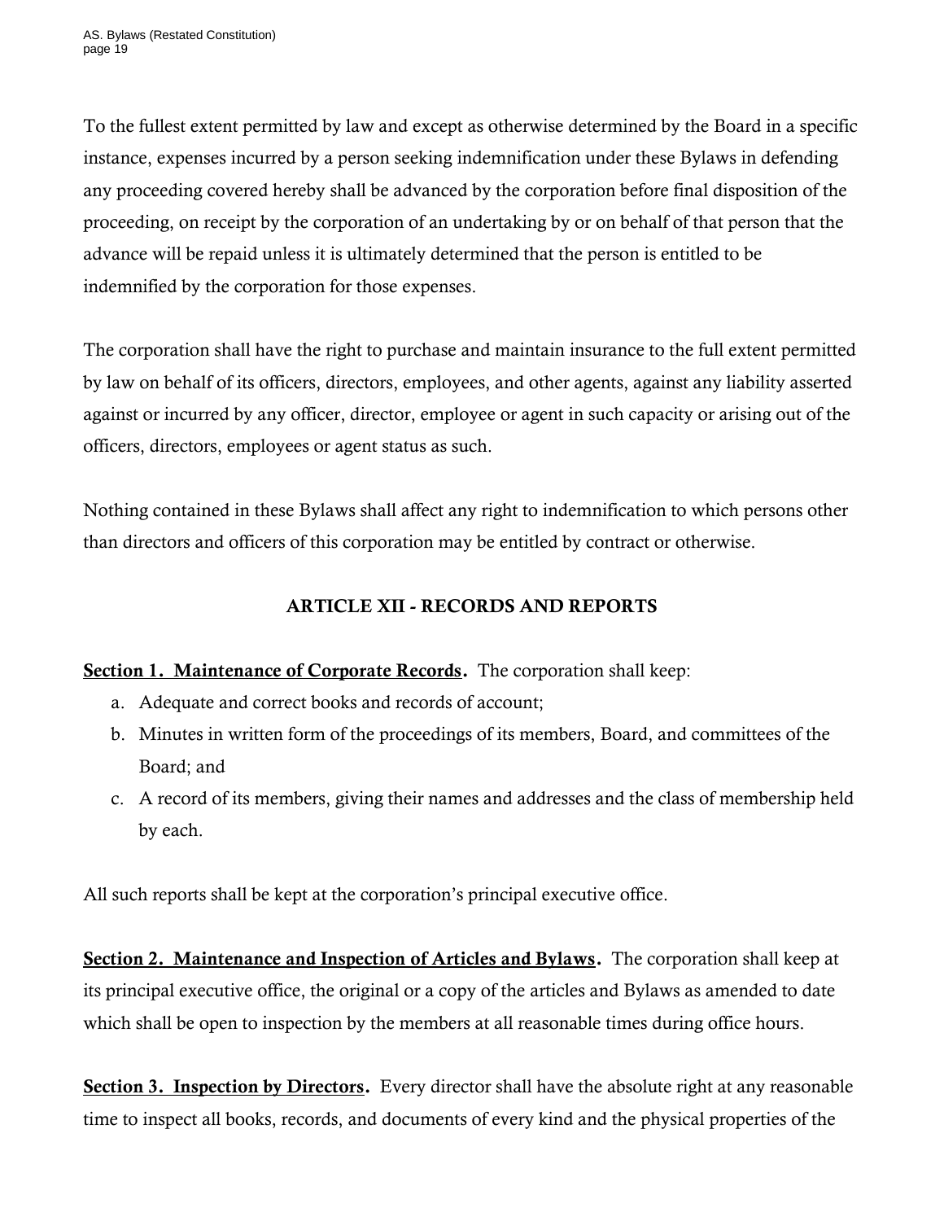To the fullest extent permitted by law and except as otherwise determined by the Board in a specific instance, expenses incurred by a person seeking indemnification under these Bylaws in defending any proceeding covered hereby shall be advanced by the corporation before final disposition of the proceeding, on receipt by the corporation of an undertaking by or on behalf of that person that the advance will be repaid unless it is ultimately determined that the person is entitled to be indemnified by the corporation for those expenses.

The corporation shall have the right to purchase and maintain insurance to the full extent permitted by law on behalf of its officers, directors, employees, and other agents, against any liability asserted against or incurred by any officer, director, employee or agent in such capacity or arising out of the officers, directors, employees or agent status as such.

Nothing contained in these Bylaws shall affect any right to indemnification to which persons other than directors and officers of this corporation may be entitled by contract or otherwise.

## ARTICLE XII - RECORDS AND REPORTS

**Section 1. Maintenance of Corporate Records.** The corporation shall keep:

a. Adequate and correct books and records of account;
b. Minutes in written form of the proceedings of its members, Board, and committees of the Board; and
c. A record of its members, giving their names and addresses and the class of membership held by each.

All such reports shall be kept at the corporation's principal executive office.

**Section 2. Maintenance and Inspection of Articles and Bylaws.** The corporation shall keep at its principal executive office, the original or a copy of the articles and Bylaws as amended to date which shall be open to inspection by the members at all reasonable times during office hours.

**Section 3. Inspection by Directors.** Every director shall have the absolute right at any reasonable time to inspect all books, records, and documents of every kind and the physical properties of the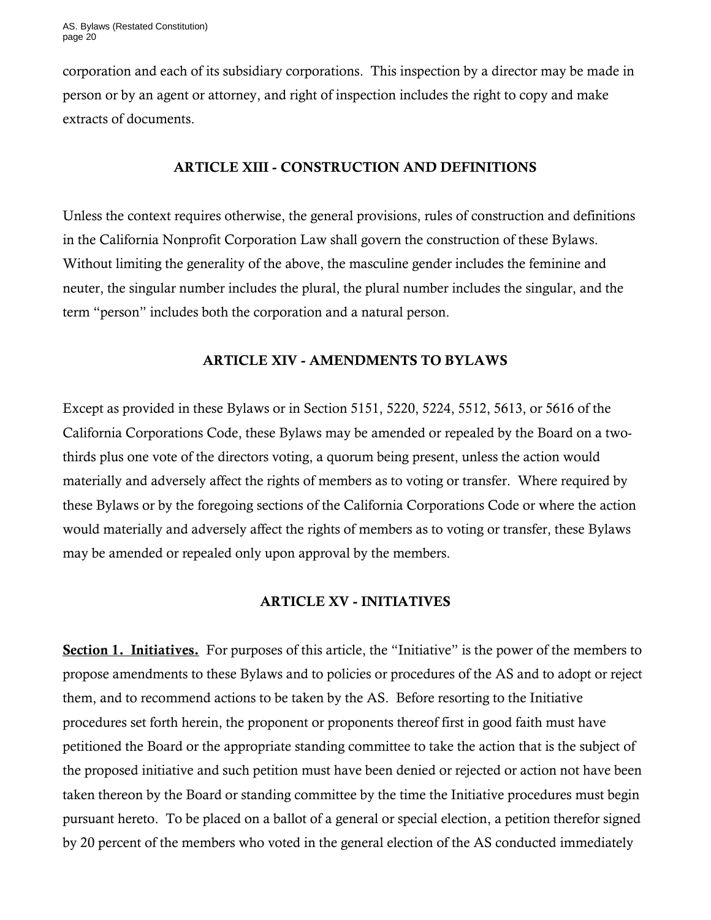corporation and each of its subsidiary corporations. This inspection by a director may be made in person or by an agent or attorney, and right of inspection includes the right to copy and make extracts of documents.

## ARTICLE XIII - CONSTRUCTION AND DEFINITIONS

Unless the context requires otherwise, the general provisions, rules of construction and definitions in the California Nonprofit Corporation Law shall govern the construction of these Bylaws. Without limiting the generality of the above, the masculine gender includes the feminine and neuter, the singular number includes the plural, the plural number includes the singular, and the term "person" includes both the corporation and a natural person.

## ARTICLE XIV - AMENDMENTS TO BYLAWS

Except as provided in these Bylaws or in Section 5151, 5220, 5224, 5512, 5613, or 5616 of the California Corporations Code, these Bylaws may be amended or repealed by the Board on a two-thirds plus one vote of the directors voting, a quorum being present, unless the action would materially and adversely affect the rights of members as to voting or transfer. Where required by these Bylaws or by the foregoing sections of the California Corporations Code or where the action would materially and adversely affect the rights of members as to voting or transfer, these Bylaws may be amended or repealed only upon approval by the members.

## ARTICLE XV - INITIATIVES

**Section 1. Initiatives.** For purposes of this article, the "Initiative" is the power of the members to propose amendments to these Bylaws and to policies or procedures of the AS and to adopt or reject them, and to recommend actions to be taken by the AS. Before resorting to the Initiative procedures set forth herein, the proponent or proponents thereof first in good faith must have petitioned the Board or the appropriate standing committee to take the action that is the subject of the proposed initiative and such petition must have been denied or rejected or action not have been taken thereon by the Board or standing committee by the time the Initiative procedures must begin pursuant hereto. To be placed on a ballot of a general or special election, a petition therefor signed by 20 percent of the members who voted in the general election of the AS conducted immediately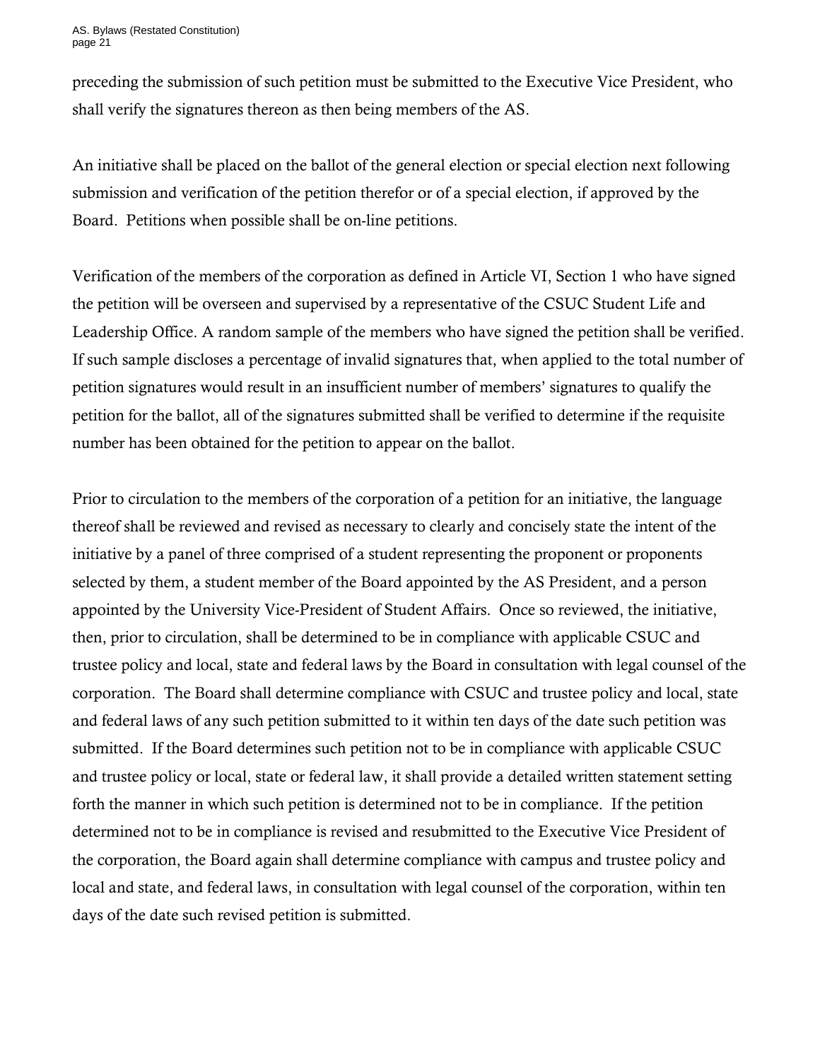preceding the submission of such petition must be submitted to the Executive Vice President, who shall verify the signatures thereon as then being members of the AS.

An initiative shall be placed on the ballot of the general election or special election next following submission and verification of the petition therefor or of a special election, if approved by the Board. Petitions when possible shall be on-line petitions.

Verification of the members of the corporation as defined in Article VI, Section 1 who have signed the petition will be overseen and supervised by a representative of the CSUC Student Life and Leadership Office. A random sample of the members who have signed the petition shall be verified. If such sample discloses a percentage of invalid signatures that, when applied to the total number of petition signatures would result in an insufficient number of members' signatures to qualify the petition for the ballot, all of the signatures submitted shall be verified to determine if the requisite number has been obtained for the petition to appear on the ballot.

Prior to circulation to the members of the corporation of a petition for an initiative, the language thereof shall be reviewed and revised as necessary to clearly and concisely state the intent of the initiative by a panel of three comprised of a student representing the proponent or proponents selected by them, a student member of the Board appointed by the AS President, and a person appointed by the University Vice-President of Student Affairs. Once so reviewed, the initiative, then, prior to circulation, shall be determined to be in compliance with applicable CSUC and trustee policy and local, state and federal laws by the Board in consultation with legal counsel of the corporation. The Board shall determine compliance with CSUC and trustee policy and local, state and federal laws of any such petition submitted to it within ten days of the date such petition was submitted. If the Board determines such petition not to be in compliance with applicable CSUC and trustee policy or local, state or federal law, it shall provide a detailed written statement setting forth the manner in which such petition is determined not to be in compliance. If the petition determined not to be in compliance is revised and resubmitted to the Executive Vice President of the corporation, the Board again shall determine compliance with campus and trustee policy and local and state, and federal laws, in consultation with legal counsel of the corporation, within ten days of the date such revised petition is submitted.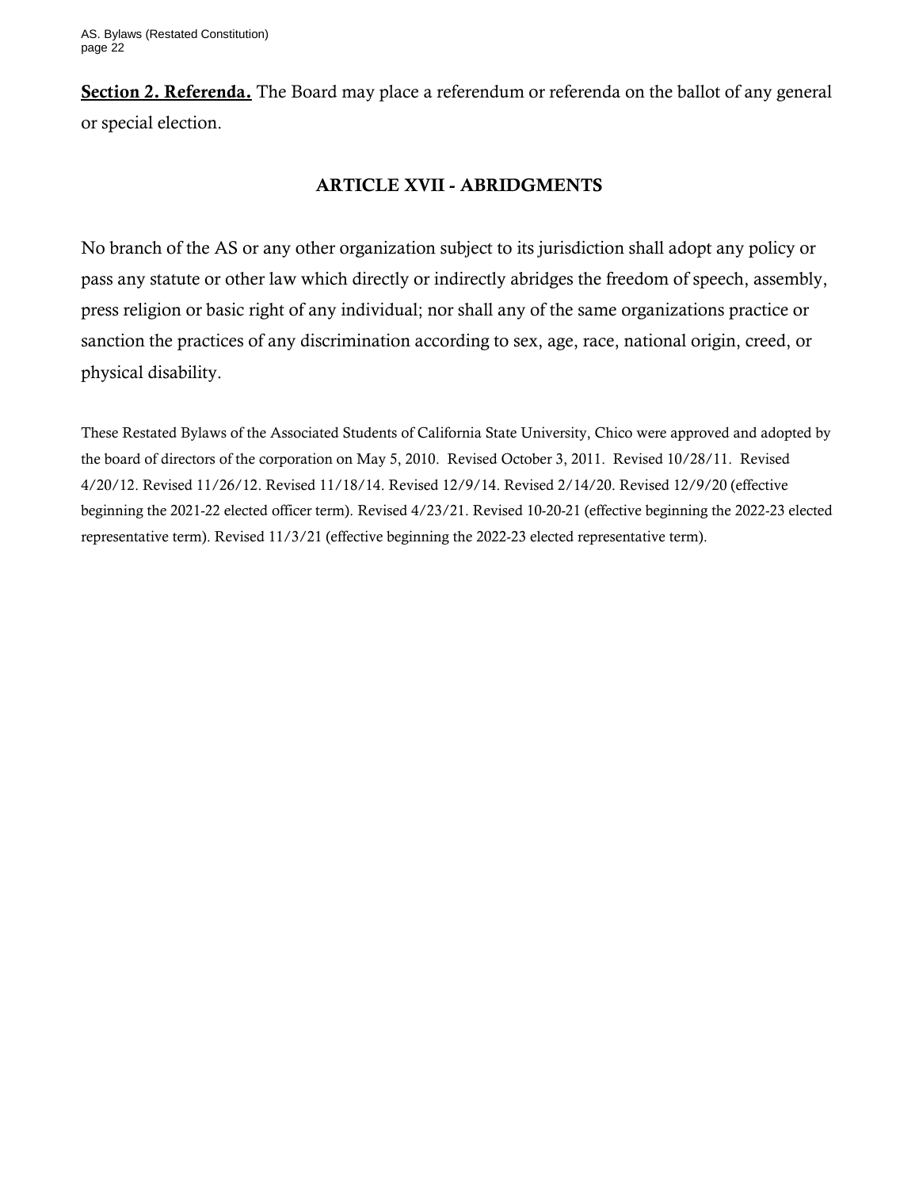**Section 2. Referenda.** The Board may place a referendum or referenda on the ballot of any general or special election.

## ARTICLE XVII - ABRIDGMENTS

No branch of the AS or any other organization subject to its jurisdiction shall adopt any policy or pass any statute or other law which directly or indirectly abridges the freedom of speech, assembly, press religion or basic right of any individual; nor shall any of the same organizations practice or sanction the practices of any discrimination according to sex, age, race, national origin, creed, or physical disability.

These Restated Bylaws of the Associated Students of California State University, Chico were approved and adopted by the board of directors of the corporation on May 5, 2010. Revised October 3, 2011. Revised 10/28/11. Revised 4/20/12. Revised 11/26/12. Revised 11/18/14. Revised 12/9/14. Revised 2/14/20. Revised 12/9/20 (effective beginning the 2021-22 elected officer term). Revised 4/23/21. Revised 10-20-21 (effective beginning the 2022-23 elected representative term). Revised 11/3/21 (effective beginning the 2022-23 elected representative term).